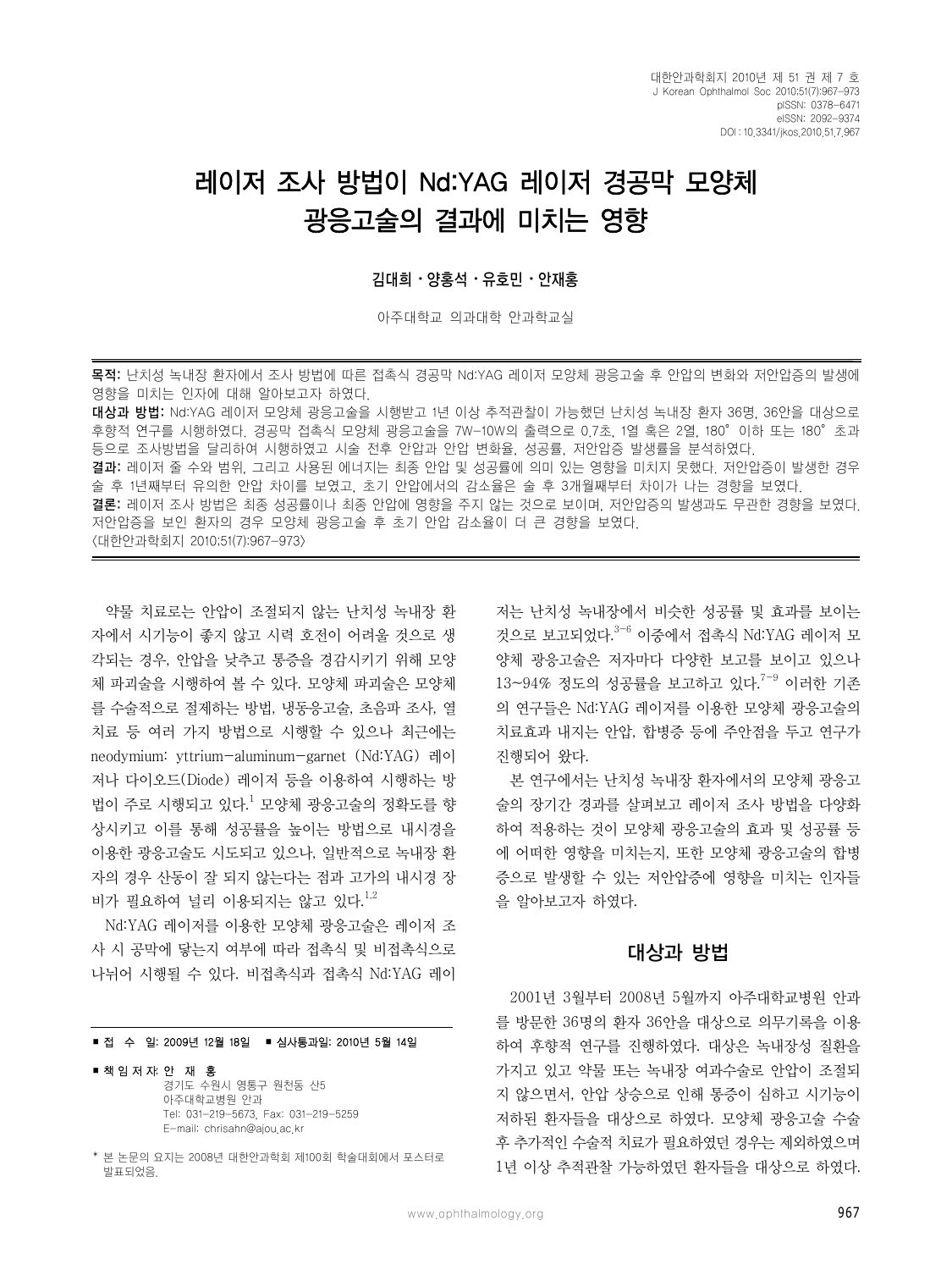# 레이저 조사 방법이 Nd:YAG 레이저 경공막 모양체 광응고술의 결과에 미치는 영향

**김대희 · 양홍석 · 유호민 · 안재홍**

아주대학교 의과대학 안과학교실

**목적:** 난치성 녹내장 환자에서 조사 방법에 따른 접촉식 경공막 Nd:YAG 레이저 모양체 광응고술 후 안압의 변화와 저안압증의 발생에 영향을 미치는 인자에 대해 알아보고자 하였다.

**대상과 방법:** Nd:YAG 레이저 모양체 광응고술을 시행받고 1년 이상 추적관찰이 가능했던 난치성 녹내장 환자 36명, 36안을 대상으로 후향적 연구를 시행하였다. 경공막 접촉식 모양체 광응고술을 7W-10W의 출력으로 0.7초, 1열 혹은 2열, 180° 이하 또는 180° 초과 등으로 조사방법을 달리하여 시행하였고 시술 전후 안압과 안압 변화율, 성공률, 저안압증 발생률을 분석하였다.

**결과:** 레이저 줄 수와 범위, 그리고 사용된 에너지는 최종 안압 및 성공률에 의미 있는 영향을 미치지 못했다. 저안압증이 발생한 경우 술 후 1년째부터 유의한 안압 차이를 보였고, 초기 안압에서의 감소율은 술 후 3개월째부터 차이가 나는 경향을 보였다.

**결론:** 레이저 조사 방법은 최종 성공률이나 최종 안압에 영향을 주지 않는 것으로 보이며, 저안압증의 발생과도 무관한 경향을 보였다. 저안압증을 보인 환자의 경우 모양체 광응고술 후 초기 안압 감소율이 더 큰 경향을 보였다.

〈대한안과학회지 2010:51(7):967-973〉

약물 치료로는 안압이 조절되지 않는 난치성 녹내장 환자에서 시기능이 좋지 않고 시력 호전이 어려울 것으로 생각되는 경우, 안압을 낮추고 통증을 경감시키기 위해 모양체 파괴술을 시행하여 볼 수 있다. 모양체 파괴술은 모양체를 수술적으로 절제하는 방법, 냉동응고술, 초음파 조사, 열치료 등 여러 가지 방법으로 시행할 수 있으나 최근에는 neodymium: yttrium-aluminum-garnet (Nd:YAG) 레이저나 다이오드(Diode) 레이저 등을 이용하여 시행하는 방법이 주로 시행되고 있다.[1] 모양체 광응고술의 정확도를 향상시키고 이를 통해 성공률을 높이는 방법으로 내시경을 이용한 광응고술도 시도되고 있으나, 일반적으로 녹내장 환자의 경우 산동이 잘 되지 않는다는 점과 고가의 내시경 장비가 필요하여 널리 이용되지는 않고 있다.[1,2]

Nd:YAG 레이저를 이용한 모양체 광응고술은 레이저 조사 시 공막에 닿는지 여부에 따라 접촉식 및 비접촉식으로 나뉘어 시행될 수 있다. 비접촉식과 접촉식 Nd:YAG 레이저는 난치성 녹내장에서 비슷한 성공률 및 효과를 보이는 것으로 보고되었다.[3-6] 이중에서 접촉식 Nd:YAG 레이저 모양체 광응고술은 저자마다 다양한 보고를 보이고 있으나 13~94% 정도의 성공률을 보고하고 있다.[7-9] 이러한 기존의 연구들은 Nd:YAG 레이저를 이용한 모양체 광응고술의 치료효과 내지는 안압, 합병증 등에 주안점을 두고 연구가 진행되어 왔다.

본 연구에서는 난치성 녹내장 환자에서의 모양체 광응고술의 장기간 경과를 살펴보고 레이저 조사 방법을 다양화하여 적용하는 것이 모양체 광응고술의 효과 및 성공률 등에 어떠한 영향을 미치는지, 또한 모양체 광응고술의 합병증으로 발생할 수 있는 저안압증에 영향을 미치는 인자들을 알아보고자 하였다.

## 대상과 방법

2001년 3월부터 2008년 5월까지 아주대학교병원 안과를 방문한 36명의 환자 36안을 대상으로 의무기록을 이용하여 후향적 연구를 진행하였다. 대상은 녹내장성 질환을 가지고 있고 약물 또는 녹내장 여과수술로 안압이 조절되지 않으면서, 안압 상승으로 인해 통증이 심하고 시기능이 저하된 환자들을 대상으로 하였다. 모양체 광응고술 수술 후 추가적인 수술적 치료가 필요하였던 경우는 제외하였으며 1년 이상 추적관찰 가능하였던 환자들을 대상으로 하였다.

---

■ 접 수 일: 2009년 12월 18일 ■ 심사통과일: 2010년 5월 14일

■ 책임저자: 안 재 홍
경기도 수원시 영통구 원천동 산5
아주대학교병원 안과
Tel: 031-219-5673, Fax: 031-219-5259
E-mail: chrisahn@ajou.ac.kr

* 본 논문의 요지는 2008년 대한안과학회 제100회 학술대회에서 포스터로 발표되었음.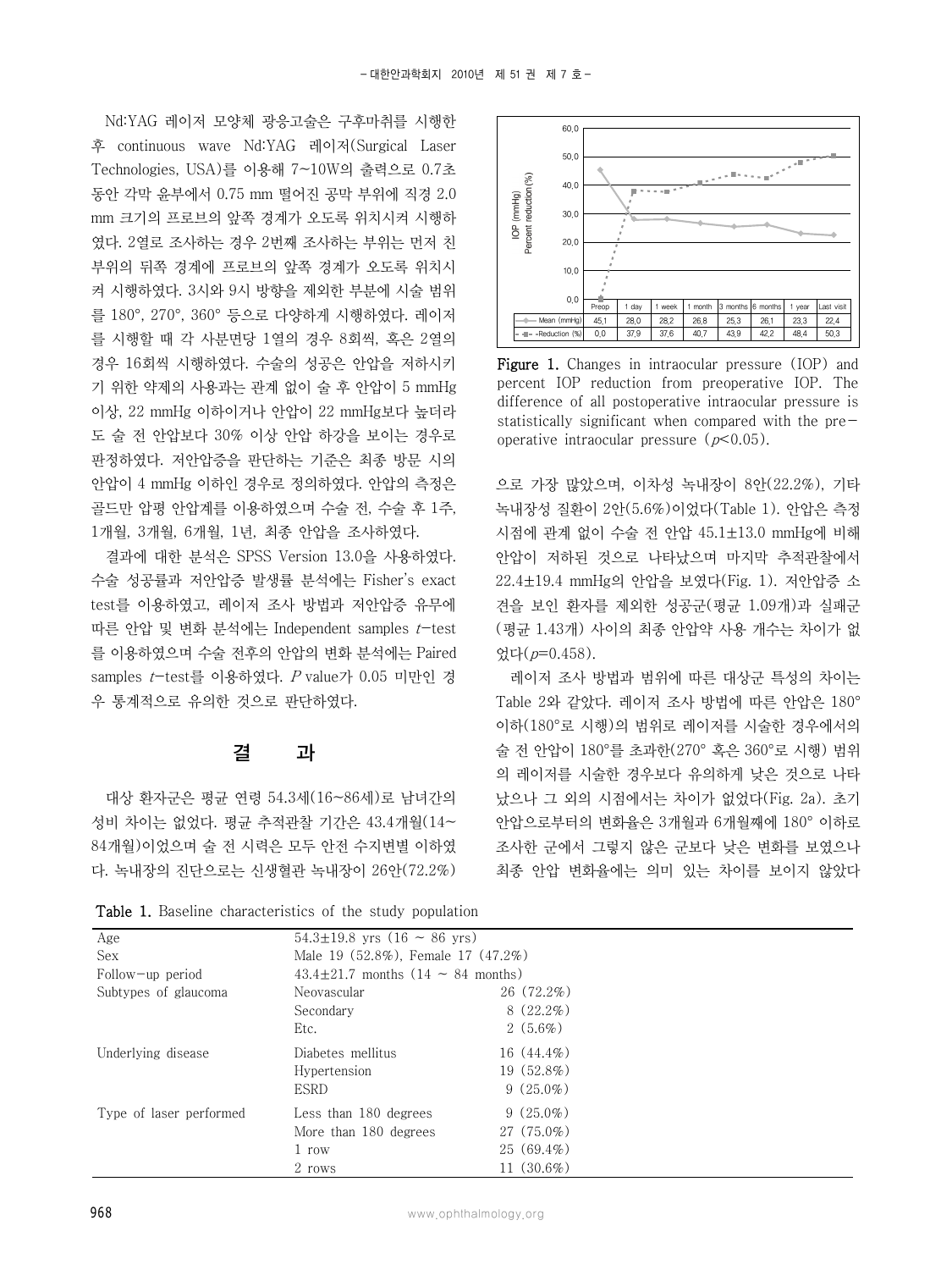Nd:YAG 레이저 모양체 광응고술은 구후마취를 시행한 후 continuous wave Nd:YAG 레이저(Surgical Laser Technologies, USA)를 이용해 7~10W의 출력으로 0.7초 동안 각막 윤부에서 0.75 mm 떨어진 공막 부위에 직경 2.0 mm 크기의 프로브의 앞쪽 경계가 오도록 위치시켜 시행하였다. 2열로 조사하는 경우 2번째 조사하는 부위는 먼저 친 부위의 뒤쪽 경계에 프로브의 앞쪽 경계가 오도록 위치시켜 시행하였다. 3시와 9시 방향을 제외한 부분에 시술 범위를 180°, 270°, 360° 등으로 다양하게 시행하였다. 레이저를 시행할 때 각 사분면당 1열의 경우 8회씩, 혹은 2열의 경우 16회씩 시행하였다. 수술의 성공은 안압을 저하시키기 위한 약제의 사용과는 관계 없이 술 후 안압이 5 mmHg 이상, 22 mmHg 이하이거나 안압이 22 mmHg보다 높더라도 술 전 안압보다 30% 이상 안압 하강을 보이는 경우로 판정하였다. 저안압증을 판단하는 기준은 최종 방문 시의 안압이 4 mmHg 이하인 경우로 정의하였다. 안압의 측정은 골드만 압평 안압계를 이용하였으며 수술 전, 수술 후 1주, 1개월, 3개월, 6개월, 1년, 최종 안압을 조사하였다.

결과에 대한 분석은 SPSS Version 13.0을 사용하였다. 수술 성공률과 저안압증 발생률 분석에는 Fisher's exact test를 이용하였고, 레이저 조사 방법과 저안압증 유무에 따른 안압 및 변화 분석에는 Independent samples $t$-test를 이용하였으며 수술 전후의 안압의 변화 분석에는 Paired samples $t$-test를 이용하였다. $P$ value가 0.05 미만인 경우 통계적으로 유의한 것으로 판단하였다.

## 결 과

대상 환자군은 평균 연령 54.3세(16~86세)로 남녀간의 성비 차이는 없었다. 평균 추적관찰 기간은 43.4개월(14~84개월)이었으며 술 전 시력은 모두 안전 수지변별 이하였다. 녹내장의 진단으로는 신생혈관 녹내장이 26안(72.2%)으로 가장 많았으며, 이차성 녹내장이 8안(22.2%), 기타 녹내장성 질환이 2안(5.6%)이었다(Table 1). 안압은 측정 시점에 관계 없이 수술 전 안압 45.1±13.0 mmHg에 비해 안압이 저하된 것으로 나타났으며 마지막 추적관찰에서 22.4±19.4 mmHg의 안압을 보였다(Fig. 1). 저안압증 소견을 보인 환자를 제외한 성공군(평균 1.09개)과 실패군(평균 1.43개) 사이의 최종 안압약 사용 개수는 차이가 없었다($p$=0.458).

| | Preop | 1 day | 1 week | 1 month | 3 months | 6 months | 1 year | Last visit |
|---|---|---|---|---|---|---|---|---|
| Mean (mmHg) | 45.1 | 28.0 | 28.2 | 26.8 | 25.3 | 26.1 | 23.3 | 22.4 |
| Reduction (%) | 0.0 | 37.9 | 37.6 | 40.7 | 43.9 | 42.2 | 48.4 | 50.3 |

**Figure 1.** Changes in intraocular pressure (IOP) and percent IOP reduction from preoperative IOP. The difference of all postoperative intraocular pressure is statistically significant when compared with the preoperative intraocular pressure ($p$<0.05).

레이저 조사 방법과 범위에 따른 대상군 특성의 차이는 Table 2와 같았다. 레이저 조사 방법에 따른 안압은 180° 이하(180°로 시행)의 범위로 레이저를 시술한 경우에서의 술 전 안압이 180°를 초과한(270° 혹은 360°로 시행) 범위의 레이저를 시술한 경우보다 유의하게 낮은 것으로 나타났으나 그 외의 시점에서는 차이가 없었다(Fig. 2a). 초기 안압으로부터의 변화율은 3개월과 6개월째에 180° 이하로 조사한 군에서 그렇지 않은 군보다 낮은 변화를 보였으나 최종 안압 변화율에는 의미 있는 차이를 보이지 않았다

**Table 1.** Baseline characteristics of the study population

| | | |
|---|---|---|
| Age | 54.3±19.8 yrs (16 ~ 86 yrs) | |
| Sex | Male 19 (52.8%), Female 17 (47.2%) | |
| Follow-up period | 43.4±21.7 months (14 ~ 84 months) | |
| Subtypes of glaucoma | Neovascular | 26 (72.2%) |
| | Secondary | 8 (22.2%) |
| | Etc. | 2 (5.6%) |
| Underlying disease | Diabetes mellitus | 16 (44.4%) |
| | Hypertension | 19 (52.8%) |
| | ESRD | 9 (25.0%) |
| Type of laser performed | Less than 180 degrees | 9 (25.0%) |
| | More than 180 degrees | 27 (75.0%) |
| | 1 row | 25 (69.4%) |
| | 2 rows | 11 (30.6%) |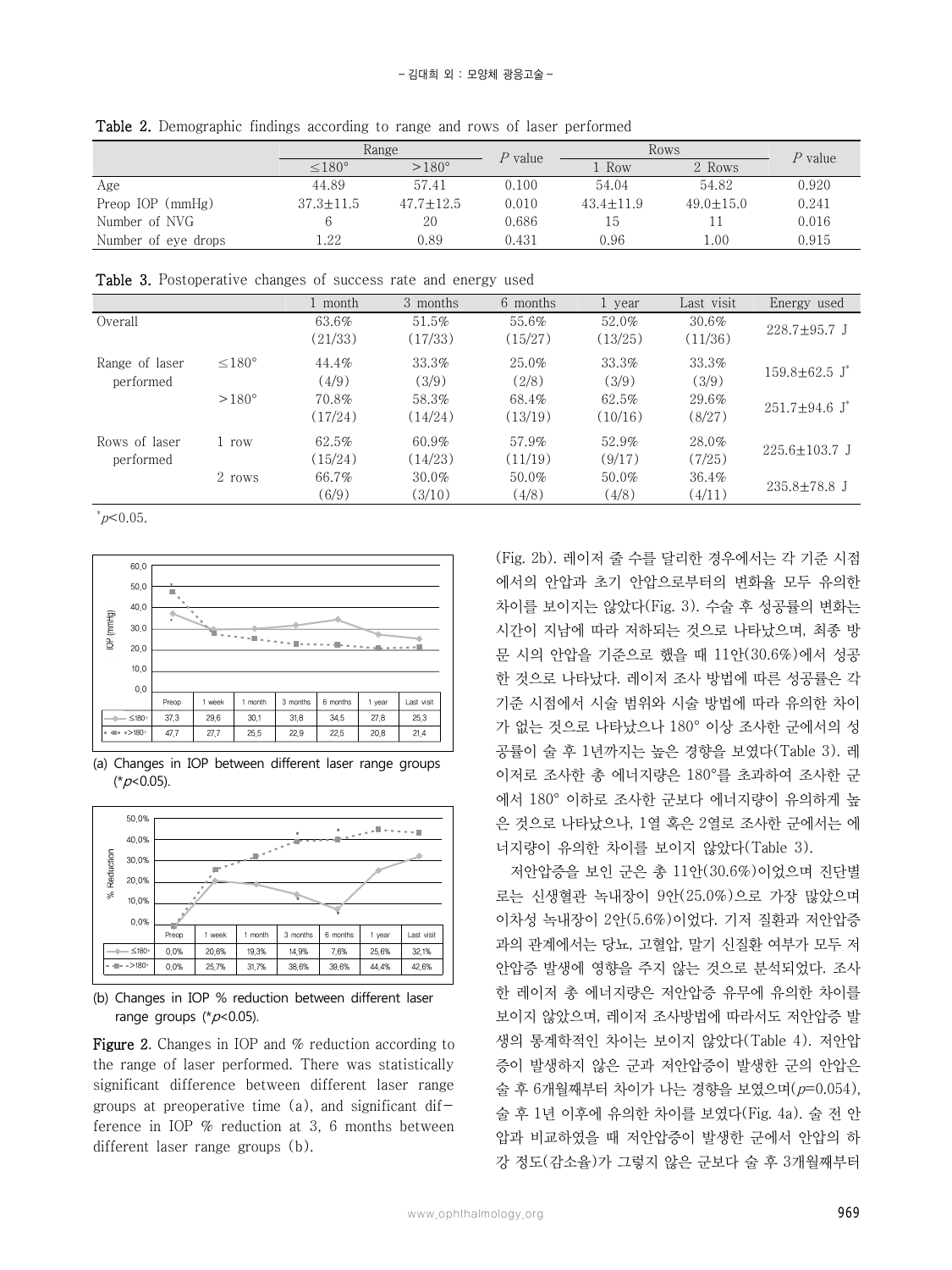**Table 2.** Demographic findings according to range and rows of laser performed

| | Range | | *P* value | Rows | | *P* value |
|---|---|---|---|---|---|---|
| | ≤180° | >180° | | 1 Row | 2 Rows | |
| Age | 44.89 | 57.41 | 0.100 | 54.04 | 54.82 | 0.920 |
| Preop IOP (mmHg) | 37.3±11.5 | 47.7±12.5 | 0.010 | 43.4±11.9 | 49.0±15.0 | 0.241 |
| Number of NVG | 6 | 20 | 0.686 | 15 | 11 | 0.016 |
| Number of eye drops | 1.22 | 0.89 | 0.431 | 0.96 | 1.00 | 0.915 |

**Table 3.** Postoperative changes of success rate and energy used

| | | 1 month | 3 months | 6 months | 1 year | Last visit | Energy used |
|---|---|---|---|---|---|---|---|
| Overall | | 63.6% (21/33) | 51.5% (17/33) | 55.6% (15/27) | 52.0% (13/25) | 30.6% (11/36) | 228.7±95.7 J |
| Range of laser performed | ≤180° | 44.4% (4/9) | 33.3% (3/9) | 25.0% (2/8) | 33.3% (3/9) | 33.3% (3/9) | 159.8±62.5 J* |
| | >180° | 70.8% (17/24) | 58.3% (14/24) | 68.4% (13/19) | 62.5% (10/16) | 29.6% (8/27) | 251.7±94.6 J* |
| Rows of laser performed | 1 row | 62.5% (15/24) | 60.9% (14/23) | 57.9% (11/19) | 52.9% (9/17) | 28.0% (7/25) | 225.6±103.7 J |
| | 2 rows | 66.7% (6/9) | 30.0% (3/10) | 50.0% (4/8) | 50.0% (4/8) | 36.4% (4/11) | 235.8±78.8 J |

*$p<0.05$.

| | Preop | 1 week | 1 month | 3 months | 6 months | 1 year | Last visit |
|---|---|---|---|---|---|---|---|
| ≤180° | 37.3 | 29.6 | 30.1 | 31.8 | 34.5 | 27.8 | 25.3 |
| >180° | 47.7 | 27.7 | 25.5 | 22.9 | 22.5 | 20.8 | 21.4 |

(a) Changes in IOP between different laser range groups (*$p$<0.05).

| | Preop | 1 week | 1 month | 3 months | 6 months | 1 year | Last visit |
|---|---|---|---|---|---|---|---|
| ≤180° | 0.0% | 20.6% | 19.3% | 14.9% | 7.6% | 25.6% | 32.1% |
| >180° | 0.0% | 25.7% | 31.7% | 38.6% | 39.6% | 44.4% | 42.6% |

(b) Changes in IOP % reduction between different laser range groups (*$p$<0.05).

**Figure 2.** Changes in IOP and % reduction according to the range of laser performed. There was statistically significant difference between different laser range groups at preoperative time (a), and significant difference in IOP % reduction at 3, 6 months between different laser range groups (b).

(Fig. 2b). 레이저 줄 수를 달리한 경우에서는 각 기준 시점에서의 안압과 초기 안압으로부터의 변화율 모두 유의한 차이를 보이지는 않았다(Fig. 3). 수술 후 성공률의 변화는 시간이 지남에 따라 저하되는 것으로 나타났으며, 최종 방문 시의 안압을 기준으로 했을 때 11안(30.6%)에서 성공한 것으로 나타났다. 레이저 조사 방법에 따른 성공률은 각 기준 시점에서 시술 범위와 시술 방법에 따라 유의한 차이가 없는 것으로 나타났으나 180° 이상 조사한 군에서의 성공률이 술 후 1년까지는 높은 경향을 보였다(Table 3). 레이저로 조사한 총 에너지량은 180°를 초과하여 조사한 군에서 180° 이하로 조사한 군보다 에너지량이 유의하게 높은 것으로 나타났으나, 1열 혹은 2열로 조사한 군에서는 에너지량이 유의한 차이를 보이지 않았다(Table 3).

저안압증을 보인 군은 총 11안(30.6%)이었으며 진단별로는 신생혈관 녹내장이 9안(25.0%)으로 가장 많았으며 이차성 녹내장이 2안(5.6%)이었다. 기저 질환과 저안압증과의 관계에서는 당뇨, 고혈압, 말기 신질환 여부가 모두 저안압증 발생에 영향을 주지 않는 것으로 분석되었다. 조사한 레이저 총 에너지량은 저안압증 유무에 유의한 차이를 보이지 않았으며, 레이저 조사방법에 따라서도 저안압증 발생의 통계학적인 차이는 보이지 않았다(Table 4). 저안압증이 발생하지 않은 군과 저안압증이 발생한 군의 안압은 술 후 6개월째부터 차이가 나는 경향을 보였으며($p$=0.054), 술 후 1년 이후에 유의한 차이를 보였다(Fig. 4a). 술 전 안압과 비교하였을 때 저안압증이 발생한 군에서 안압의 하강 정도(감소율)가 그렇지 않은 군보다 술 후 3개월째부터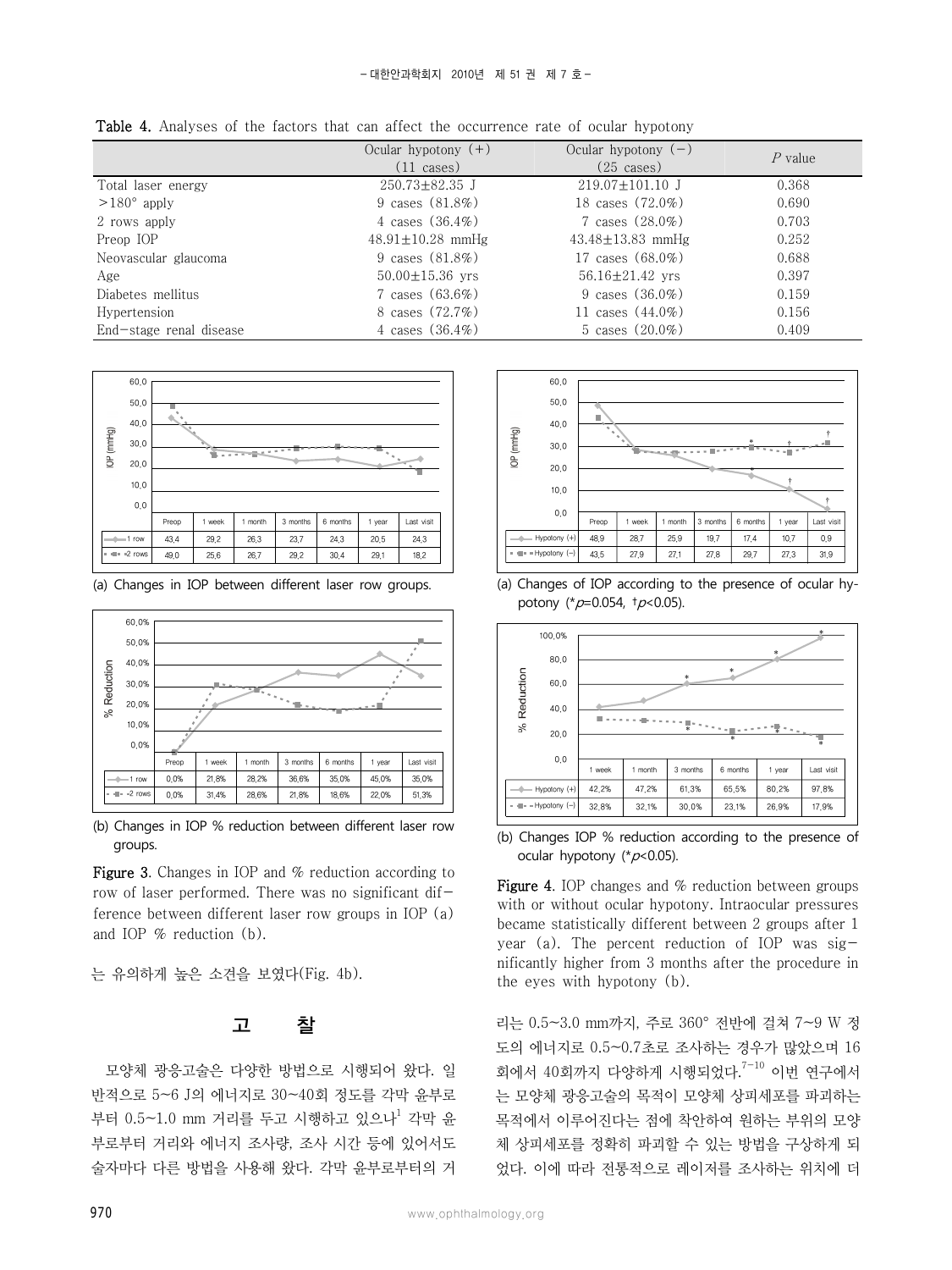**Table 4.** Analyses of the factors that can affect the occurrence rate of ocular hypotony

| | Ocular hypotony (+) (11 cases) | Ocular hypotony (−) (25 cases) | *P* value |
|---|---|---|---|
| Total laser energy | 250.73±82.35 J | 219.07±101.10 J | 0.368 |
| >180° apply | 9 cases (81.8%) | 18 cases (72.0%) | 0.690 |
| 2 rows apply | 4 cases (36.4%) | 7 cases (28.0%) | 0.703 |
| Preop IOP | 48.91±10.28 mmHg | 43.48±13.83 mmHg | 0.252 |
| Neovascular glaucoma | 9 cases (81.8%) | 17 cases (68.0%) | 0.688 |
| Age | 50.00±15.36 yrs | 56.16±21.42 yrs | 0.397 |
| Diabetes mellitus | 7 cases (63.6%) | 9 cases (36.0%) | 0.159 |
| Hypertension | 8 cases (72.7%) | 11 cases (44.0%) | 0.156 |
| End-stage renal disease | 4 cases (36.4%) | 5 cases (20.0%) | 0.409 |

| IOP (mmHg) | Preop | 1 week | 1 month | 3 months | 6 months | 1 year | Last visit |
|---|---|---|---|---|---|---|---|
| 1 row | 43.4 | 29.2 | 26.3 | 23.7 | 24.3 | 20.5 | 24.3 |
| 2 rows | 49.0 | 25.6 | 26.7 | 29.2 | 30.4 | 29.1 | 18.2 |

(a) Changes in IOP between different laser row groups.

| % Reduction | Preop | 1 week | 1 month | 3 months | 6 months | 1 year | Last visit |
|---|---|---|---|---|---|---|---|
| 1 row | 0.0% | 21.8% | 28.2% | 36.6% | 35.0% | 45.0% | 35.0% |
| 2 rows | 0.0% | 31.4% | 28.6% | 21.8% | 18.6% | 22.0% | 51.3% |

(b) Changes in IOP % reduction between different laser row groups.

**Figure 3.** Changes in IOP and % reduction according to row of laser performed. There was no significant difference between different laser row groups in IOP (a) and IOP % reduction (b).

| IOP (mmHg) | Preop | 1 week | 1 month | 3 months | 6 months | 1 year | Last visit |
|---|---|---|---|---|---|---|---|
| Hypotony (+) | 48.9 | 28.7 | 25.9 | 19.7 | 17.4 | 10.7 | 0.9 |
| Hypotony (−) | 43.5 | 27.9 | 27.1 | 27.8 | 29.7 | 27.3 | 31.9 |

(a) Changes of IOP according to the presence of ocular hypotony (*$p$=0.054, †$p<0.05$).

| % Reduction | 1 week | 1 month | 3 months | 6 months | 1 year | Last visit |
|---|---|---|---|---|---|---|
| Hypotony (+) | 42.2% | 47.2% | 61.3% | 65.5% | 80.2% | 97.8% |
| Hypotony (−) | 32.8% | 32.1% | 30.0% | 23.1% | 26.9% | 17.9% |

(b) Changes IOP % reduction according to the presence of ocular hypotony (*$p<0.05$).

**Figure 4.** IOP changes and % reduction between groups with or without ocular hypotony. Intraocular pressures became statistically different between 2 groups after 1 year (a). The percent reduction of IOP was significantly higher from 3 months after the procedure in the eyes with hypotony (b).

는 유의하게 높은 소견을 보였다(Fig. 4b).

## 고 찰

모양체 광응고술은 다양한 방법으로 시행되어 왔다. 일반적으로 5~6 J의 에너지로 30~40회 정도를 각막 윤부로부터 0.5~1.0 mm 거리를 두고 시행하고 있으나[1] 각막 윤부로부터 거리와 에너지 조사량, 조사 시간 등에 있어서도 술자마다 다른 방법을 사용해 왔다. 각막 윤부로부터의 거리는 0.5~3.0 mm까지, 주로 360° 전반에 걸쳐 7~9 W 정도의 에너지로 0.5~0.7초로 조사하는 경우가 많았으며 16회에서 40회까지 다양하게 시행되었다.[7-10] 이번 연구에서는 모양체 광응고술의 목적이 모양체 상피세포를 파괴하는 목적에서 이루어진다는 점에 착안하여 원하는 부위의 모양체 상피세포를 정확히 파괴할 수 있는 방법을 구상하게 되었다. 이에 따라 전통적으로 레이저를 조사하는 위치에 더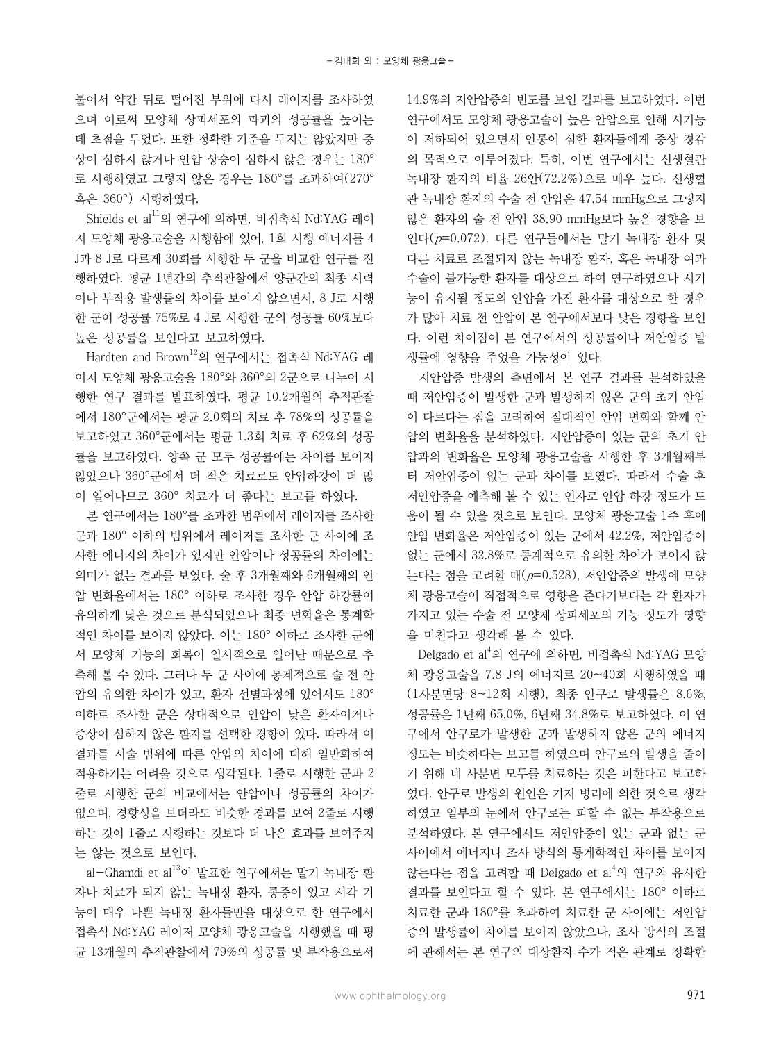붙어서 약간 뒤로 떨어진 부위에 다시 레이저를 조사하였으며 이로써 모양체 상피세포의 파괴의 성공률을 높이는데 초점을 두었다. 또한 정확한 기준을 두지는 않았지만 증상이 심하지 않거나 안압 상승이 심하지 않은 경우는 180°로 시행하였고 그렇지 않은 경우는 180°를 초과하여(270° 혹은 360°) 시행하였다.

Shields et al[11]의 연구에 의하면, 비접촉식 Nd:YAG 레이저 모양체 광응고술을 시행함에 있어, 1회 시행 에너지를 4 J과 8 J로 다르게 30회를 시행한 두 군을 비교한 연구를 진행하였다. 평균 1년간의 추적관찰에서 양군간의 최종 시력이나 부작용 발생률의 차이를 보이지 않으면서, 8 J로 시행한 군이 성공률 75%로 4 J로 시행한 군의 성공률 60%보다 높은 성공률을 보인다고 보고하였다.

Hardten and Brown[12]의 연구에서는 접촉식 Nd:YAG 레이저 모양체 광응고술을 180°와 360°의 2군으로 나누어 시행한 연구 결과를 발표하였다. 평균 10.2개월의 추적관찰에서 180°군에서는 평균 2.0회의 치료 후 78%의 성공률을 보고하였고 360°군에서는 평균 1.3회 치료 후 62%의 성공률을 보고하였다. 양쪽 군 모두 성공률에는 차이를 보이지 않았으나 360°군에서 더 적은 치료로도 안압하강이 더 많이 일어나므로 360° 치료가 더 좋다는 보고를 하였다.

본 연구에서는 180°를 초과한 범위에서 레이저를 조사한 군과 180° 이하의 범위에서 레이저를 조사한 군 사이에 조사한 에너지의 차이가 있지만 안압이나 성공률의 차이에는 의미가 없는 결과를 보였다. 술 후 3개월째와 6개월째의 안압 변화율에서는 180° 이하로 조사한 경우 안압 하강률이 유의하게 낮은 것으로 분석되었으나 최종 변화율은 통계학적인 차이를 보이지 않았다. 이는 180° 이하로 조사한 군에서 모양체 기능의 회복이 일시적으로 일어난 때문으로 추측해 볼 수 있다. 그러나 두 군 사이에 통계적으로 술 전 안압의 유의한 차이가 있고, 환자 선별과정에 있어서도 180° 이하로 조사한 군은 상대적으로 안압이 낮은 환자이거나 증상이 심하지 않은 환자를 선택한 경향이 있다. 따라서 이 결과를 시술 범위에 따른 안압의 차이에 대해 일반화하여 적용하기는 어려울 것으로 생각된다. 1줄로 시행한 군과 2줄로 시행한 군의 비교에서는 안압이나 성공률의 차이가 없으며, 경향성을 보더라도 비슷한 경과를 보여 2줄로 시행하는 것이 1줄로 시행하는 것보다 더 나은 효과를 보여주지는 않는 것으로 보인다.

al-Ghamdi et al[13]이 발표한 연구에서는 말기 녹내장 환자나 치료가 되지 않는 녹내장 환자, 통증이 있고 시각 기능이 매우 나쁜 녹내장 환자들만을 대상으로 한 연구에서 접촉식 Nd:YAG 레이저 모양체 광응고술을 시행했을 때 평균 13개월의 추적관찰에서 79%의 성공률 및 부작용으로서 14.9%의 저안압증의 빈도를 보인 결과를 보고하였다. 이번 연구에서도 모양체 광응고술이 높은 안압으로 인해 시기능이 저하되어 있으면서 안통이 심한 환자들에게 증상 경감의 목적으로 이루어졌다. 특히, 이번 연구에서는 신생혈관 녹내장 환자의 비율 26안(72.2%)으로 매우 높다. 신생혈관 녹내장 환자의 수술 전 안압은 47.54 mmHg으로 그렇지 않은 환자의 술 전 안압 38.90 mmHg보다 높은 경향을 보인다($p$=0.072). 다른 연구들에서는 말기 녹내장 환자 및 다른 치료로 조절되지 않는 녹내장 환자, 혹은 녹내장 여과 수술이 불가능한 환자를 대상으로 하여 연구하였으나 시기능이 유지될 정도의 안압을 가진 환자를 대상으로 한 경우가 많아 치료 전 안압이 본 연구에서보다 낮은 경향을 보인다. 이런 차이점이 본 연구에서의 성공률이나 저안압증 발생률에 영향을 주었을 가능성이 있다.

저안압증 발생의 측면에서 본 연구 결과를 분석하였을 때 저안압증이 발생한 군과 발생하지 않은 군의 초기 안압이 다르다는 점을 고려하여 절대적인 안압 변화와 함께 안압의 변화율을 분석하였다. 저안압증이 있는 군의 초기 안압과의 변화율은 모양체 광응고술을 시행한 후 3개월째부터 저안압증이 없는 군과 차이를 보였다. 따라서 수술 후 저안압증을 예측해 볼 수 있는 인자로 안압 하강 정도가 도움이 될 수 있을 것으로 보인다. 모양체 광응고술 1주 후에 안압 변화율은 저안압증이 있는 군에서 42.2%, 저안압증이 없는 군에서 32.8%로 통계적으로 유의한 차이가 보이지 않는다는 점을 고려할 때($p$=0.528), 저안압증의 발생에 모양체 광응고술이 직접적으로 영향을 준다기보다는 각 환자가 가지고 있는 수술 전 모양체 상피세포의 기능 정도가 영향을 미친다고 생각해 볼 수 있다.

Delgado et al[4]의 연구에 의하면, 비접촉식 Nd:YAG 모양체 광응고술을 7.8 J의 에너지로 20~40회 시행하였을 때 (1사분면당 8~12회 시행), 최종 안구로 발생률은 8.6%, 성공률은 1년째 65.0%, 6년째 34.8%로 보고하였다. 이 연구에서 안구로가 발생한 군과 발생하지 않은 군의 에너지 정도는 비슷하다는 보고를 하였으며 안구로의 발생을 줄이기 위해 네 사분면 모두를 치료하는 것은 피한다고 보고하였다. 안구로 발생의 원인은 기저 병리에 의한 것으로 생각하였고 일부의 눈에서 안구로는 피할 수 없는 부작용으로 분석하였다. 본 연구에서도 저안압증이 있는 군과 없는 군 사이에서 에너지나 조사 방식의 통계학적인 차이를 보이지 않는다는 점을 고려할 때 Delgado et al[4]의 연구와 유사한 결과를 보인다고 할 수 있다. 본 연구에서는 180° 이하로 치료한 군과 180°를 초과하여 치료한 군 사이에는 저안압증의 발생률이 차이를 보이지 않았으나, 조사 방식의 조절에 관해서는 본 연구의 대상환자 수가 적은 관계로 정확한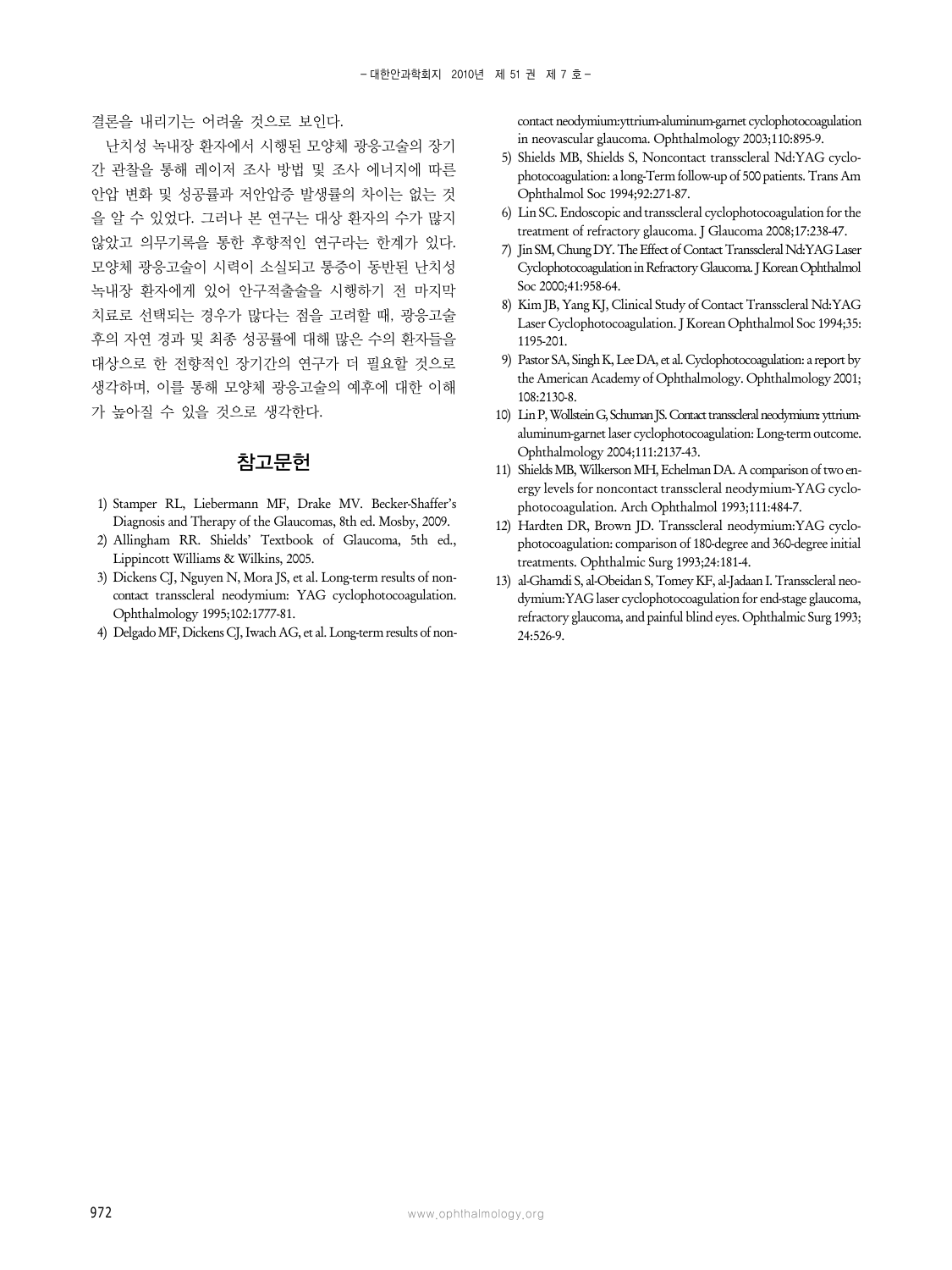결론을 내리기는 어려울 것으로 보인다.

난치성 녹내장 환자에서 시행된 모양체 광응고술의 장기간 관찰을 통해 레이저 조사 방법 및 조사 에너지에 따른 안압 변화 및 성공률과 저안압증 발생률의 차이는 없는 것을 알 수 있었다. 그러나 본 연구는 대상 환자의 수가 많지 않았고 의무기록을 통한 후향적인 연구라는 한계가 있다. 모양체 광응고술이 시력이 소실되고 통증이 동반된 난치성 녹내장 환자에게 있어 안구적출술을 시행하기 전 마지막 치료로 선택되는 경우가 많다는 점을 고려할 때, 광응고술 후의 자연 경과 및 최종 성공률에 대해 많은 수의 환자들을 대상으로 한 전향적인 장기간의 연구가 더 필요할 것으로 생각하며, 이를 통해 모양체 광응고술의 예후에 대한 이해가 높아질 수 있을 것으로 생각한다.

## 참고문헌

1) Stamper RL, Liebermann MF, Drake MV. Becker-Shaffer's Diagnosis and Therapy of the Glaucomas, 8th ed. Mosby, 2009.
2) Allingham RR. Shields' Textbook of Glaucoma, 5th ed., Lippincott Williams & Wilkins, 2005.
3) Dickens CJ, Nguyen N, Mora JS, et al. Long-term results of noncontact transscleral neodymium: YAG cyclophotocoagulation. Ophthalmology 1995;102:1777-81.
4) Delgado MF, Dickens CJ, Iwach AG, et al. Long-term results of noncontact neodymium:yttrium-aluminum-garnet cyclophotocoagulation in neovascular glaucoma. Ophthalmology 2003;110:895-9.
5) Shields MB, Shields S, Noncontact transscleral Nd:YAG cyclophotocoagulation: a long-Term follow-up of 500 patients. Trans Am Ophthalmol Soc 1994;92:271-87.
6) Lin SC. Endoscopic and transscleral cyclophotocoagulation for the treatment of refractory glaucoma. J Glaucoma 2008;17:238-47.
7) Jin SM, Chung DY. The Effect of Contact Transscleral Nd:YAG Laser Cyclophotocoagulation in Refractory Glaucoma. J Korean Ophthalmol Soc 2000;41:958-64.
8) Kim JB, Yang KJ, Clinical Study of Contact Transscleral Nd:YAG Laser Cyclophotocoagulation. J Korean Ophthalmol Soc 1994;35:1195-201.
9) Pastor SA, Singh K, Lee DA, et al. Cyclophotocoagulation: a report by the American Academy of Ophthalmology. Ophthalmology 2001;108:2130-8.
10) Lin P, Wollstein G, Schuman JS. Contact transscleral neodymium: yttrium-aluminum-garnet laser cyclophotocoagulation: Long-term outcome. Ophthalmology 2004;111:2137-43.
11) Shields MB, Wilkerson MH, Echelman DA. A comparison of two energy levels for noncontact transscleral neodymium-YAG cyclophotocoagulation. Arch Ophthalmol 1993;111:484-7.
12) Hardten DR, Brown JD. Transscleral neodymium:YAG cyclophotocoagulation: comparison of 180-degree and 360-degree initial treatments. Ophthalmic Surg 1993;24:181-4.
13) al-Ghamdi S, al-Obeidan S, Tomey KF, al-Jadaan I. Transscleral neodymium:YAG laser cyclophotocoagulation for end-stage glaucoma, refractory glaucoma, and painful blind eyes. Ophthalmic Surg 1993;24:526-9.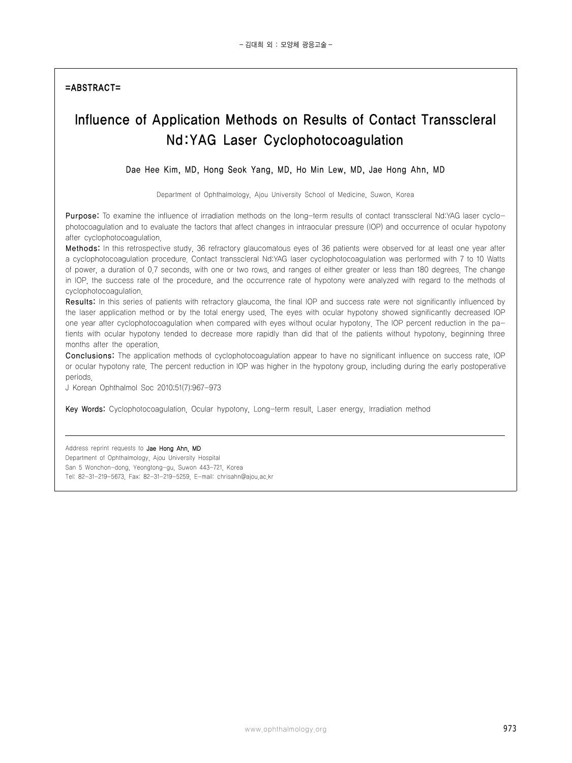=ABSTRACT=

# Influence of Application Methods on Results of Contact Transscleral Nd:YAG Laser Cyclophotocoagulation

Dae Hee Kim, MD, Hong Seok Yang, MD, Ho Min Lew, MD, Jae Hong Ahn, MD

Department of Ophthalmology, Ajou University School of Medicine, Suwon, Korea

**Purpose:** To examine the influence of irradiation methods on the long-term results of contact transscleral Nd:YAG laser cyclophotocoagulation and to evaluate the factors that affect changes in intraocular pressure (IOP) and occurrence of ocular hypotony after cyclophotocoagulation.

**Methods:** In this retrospective study, 36 refractory glaucomatous eyes of 36 patients were observed for at least one year after a cyclophotocoagulation procedure. Contact transscleral Nd:YAG laser cyclophotocoagulation was performed with 7 to 10 Watts of power, a duration of 0.7 seconds, with one or two rows, and ranges of either greater or less than 180 degrees. The change in IOP, the success rate of the procedure, and the occurrence rate of hypotony were analyzed with regard to the methods of cyclophotocoagulation.

**Results:** In this series of patients with refractory glaucoma, the final IOP and success rate were not significantly influenced by the laser application method or by the total energy used. The eyes with ocular hypotony showed significantly decreased IOP one year after cyclophotocoagulation when compared with eyes without ocular hypotony. The IOP percent reduction in the patients with ocular hypotony tended to decrease more rapidly than did that of the patients without hypotony, beginning three months after the operation.

**Conclusions:** The application methods of cyclophotocoagulation appear to have no significant influence on success rate, IOP or ocular hypotony rate. The percent reduction in IOP was higher in the hypotony group, including during the early postoperative periods.

J Korean Ophthalmol Soc 2010;51(7):967-973

**Key Words:** Cyclophotocoagulation, Ocular hypotony, Long-term result, Laser energy, Irradiation method

---

Address reprint requests to **Jae Hong Ahn, MD**
Department of Ophthalmology, Ajou University Hospital
San 5 Wonchon-dong, Yeongtong-gu, Suwon 443-721, Korea
Tel: 82-31-219-5673, Fax: 82-31-219-5259, E-mail: chrisahn@ajou.ac.kr